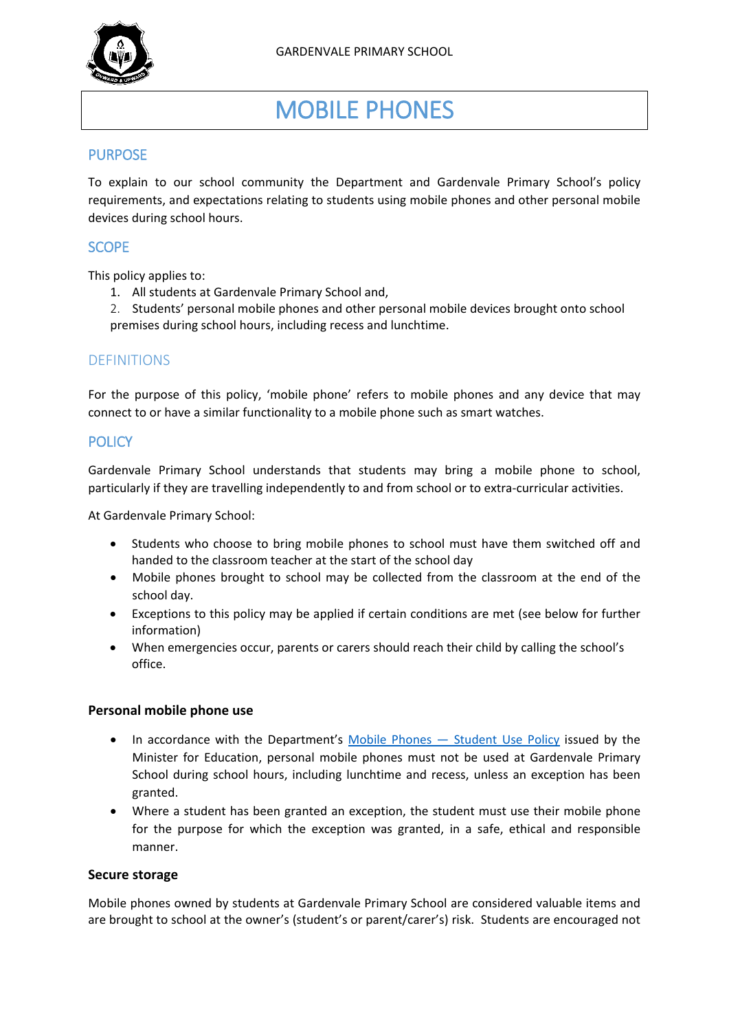GARDENVALE PRIMARY SCHOOL

# MOBILE PHONES

## PURPOSE

To explain to our school community the Department and Gardenvale Primary School's policy requirements, and expectations relating to students using mobile phones and other personal mobile devices during school hours.

## SCOPE

This policy applies to:

1. All students at Gardenvale Primary School and,
2. Students' personal mobile phones and other personal mobile devices brought onto school premises during school hours, including recess and lunchtime.

## DEFINITIONS

For the purpose of this policy, 'mobile phone' refers to mobile phones and any device that may connect to or have a similar functionality to a mobile phone such as smart watches.

## POLICY

Gardenvale Primary School understands that students may bring a mobile phone to school, particularly if they are travelling independently to and from school or to extra-curricular activities.

At Gardenvale Primary School:

- Students who choose to bring mobile phones to school must have them switched off and handed to the classroom teacher at the start of the school day
- Mobile phones brought to school may be collected from the classroom at the end of the school day.
- Exceptions to this policy may be applied if certain conditions are met (see below for further information)
- When emergencies occur, parents or carers should reach their child by calling the school's office.

### Personal mobile phone use

- In accordance with the Department's Mobile Phones — Student Use Policy issued by the Minister for Education, personal mobile phones must not be used at Gardenvale Primary School during school hours, including lunchtime and recess, unless an exception has been granted.
- Where a student has been granted an exception, the student must use their mobile phone for the purpose for which the exception was granted, in a safe, ethical and responsible manner.

### Secure storage

Mobile phones owned by students at Gardenvale Primary School are considered valuable items and are brought to school at the owner's (student's or parent/carer's) risk. Students are encouraged not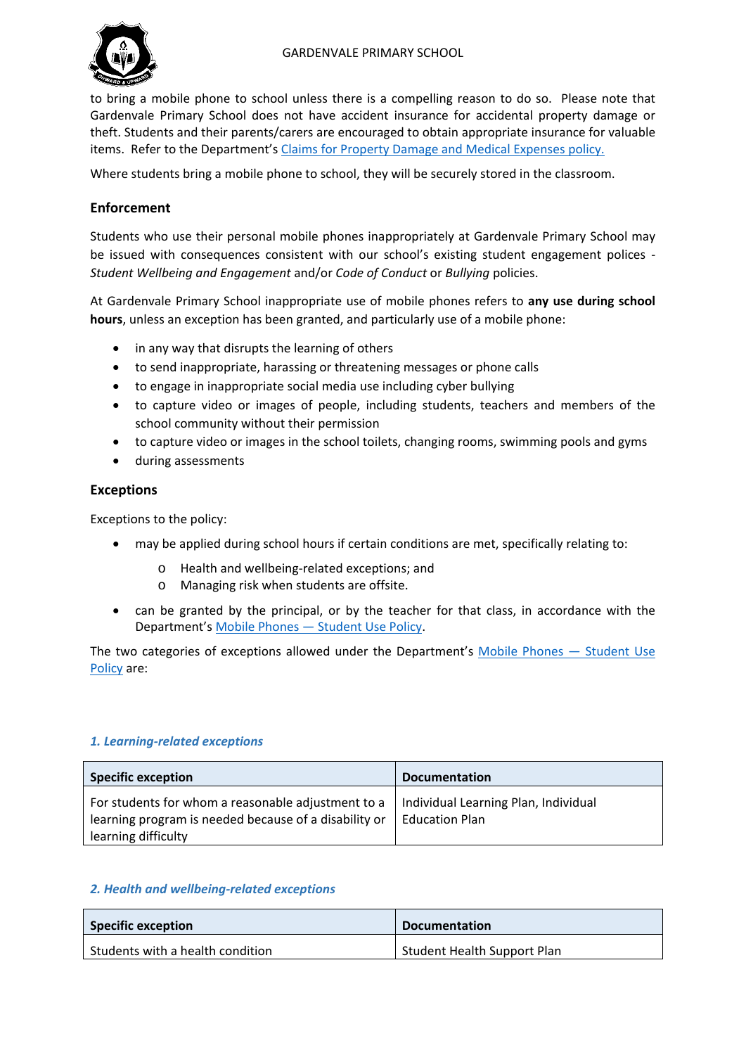to bring a mobile phone to school unless there is a compelling reason to do so. Please note that Gardenvale Primary School does not have accident insurance for accidental property damage or theft. Students and their parents/carers are encouraged to obtain appropriate insurance for valuable items. Refer to the Department's [Claims for Property Damage and Medical Expenses policy.]

Where students bring a mobile phone to school, they will be securely stored in the classroom.

## Enforcement

Students who use their personal mobile phones inappropriately at Gardenvale Primary School may be issued with consequences consistent with our school's existing student engagement polices - *Student Wellbeing and Engagement* and/or *Code of Conduct* or *Bullying* policies.

At Gardenvale Primary School inappropriate use of mobile phones refers to **any use during school hours**, unless an exception has been granted, and particularly use of a mobile phone:

- in any way that disrupts the learning of others
- to send inappropriate, harassing or threatening messages or phone calls
- to engage in inappropriate social media use including cyber bullying
- to capture video or images of people, including students, teachers and members of the school community without their permission
- to capture video or images in the school toilets, changing rooms, swimming pools and gyms
- during assessments

## Exceptions

Exceptions to the policy:

- may be applied during school hours if certain conditions are met, specifically relating to:
  - Health and wellbeing-related exceptions; and
  - Managing risk when students are offsite.
- can be granted by the principal, or by the teacher for that class, in accordance with the Department's [Mobile Phones — Student Use Policy].

The two categories of exceptions allowed under the Department's [Mobile Phones — Student Use Policy] are:

### *1. Learning-related exceptions*

| **Specific exception** | **Documentation** |
|---|---|
| For students for whom a reasonable adjustment to a learning program is needed because of a disability or learning difficulty | Individual Learning Plan, Individual Education Plan |

### *2. Health and wellbeing-related exceptions*

| **Specific exception** | **Documentation** |
|---|---|
| Students with a health condition | Student Health Support Plan |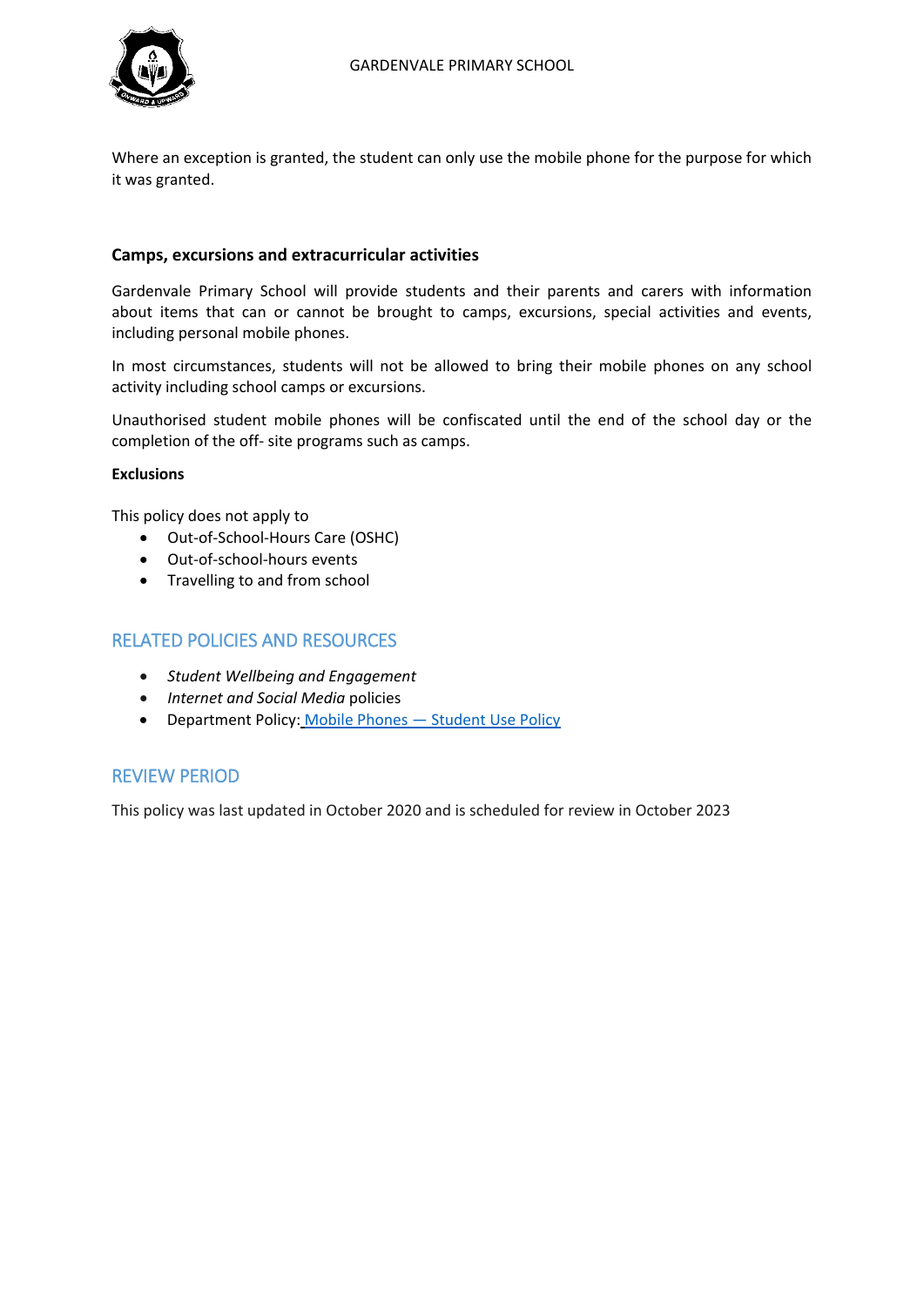Where an exception is granted, the student can only use the mobile phone for the purpose for which it was granted.

### Camps, excursions and extracurricular activities

Gardenvale Primary School will provide students and their parents and carers with information about items that can or cannot be brought to camps, excursions, special activities and events, including personal mobile phones.

In most circumstances, students will not be allowed to bring their mobile phones on any school activity including school camps or excursions.

Unauthorised student mobile phones will be confiscated until the end of the school day or the completion of the off- site programs such as camps.

**Exclusions**

This policy does not apply to

- Out-of-School-Hours Care (OSHC)
- Out-of-school-hours events
- Travelling to and from school

## RELATED POLICIES AND RESOURCES

- *Student Wellbeing and Engagement*
- *Internet and Social Media* policies
- Department Policy: Mobile Phones — Student Use Policy

## REVIEW PERIOD

This policy was last updated in October 2020 and is scheduled for review in October 2023